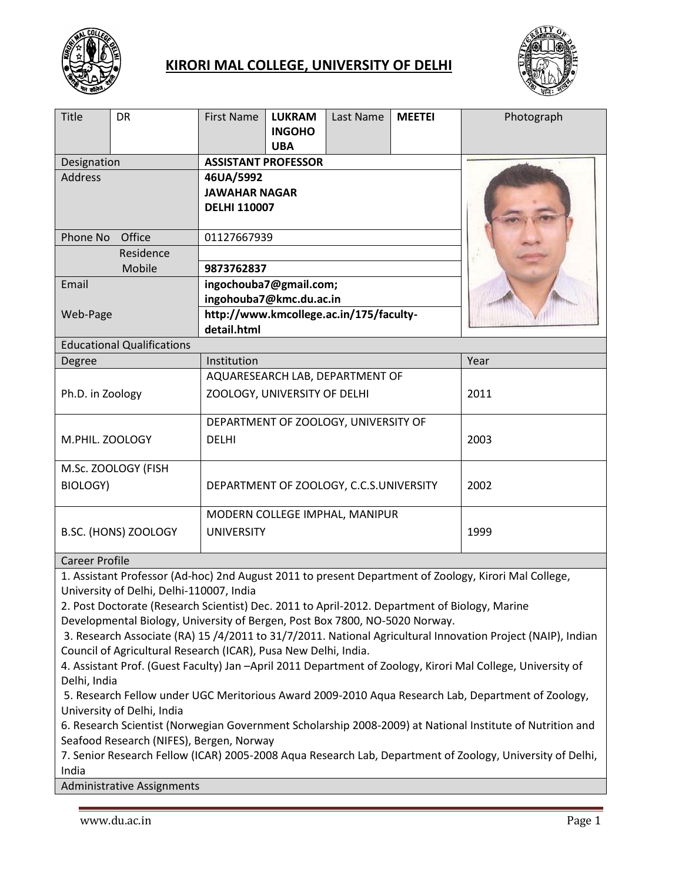# KIRORI MAL COLLEGE, UNIVERSITY OF DELHI

| Title | DR | First Name | **LUKRAM INGOHOUBA** | Last Name | **MEETEI** | Photograph |
|---|---|---|---|---|---|---|
| Designation | | **ASSISTANT PROFESSOR** | | | | |
| Address | | **46UA/5992 JAWAHAR NAGAR DELHI 110007** | | | | |
| Phone No | Office | 01127667939 | | | | |
| | Residence | | | | | |
| | Mobile | **9873762837** | | | | |
| Email | | **ingochouba7@gmail.com; ingohouba7@kmc.du.ac.in** | | | | |
| Web-Page | | **http://www.kmcollege.ac.in/175/faculty-detail.html** | | | | |

## Educational Qualifications

| Degree | Institution | Year |
|---|---|---|
| Ph.D. in Zoology | AQUARESEARCH LAB, DEPARTMENT OF ZOOLOGY, UNIVERSITY OF DELHI | 2011 |
| M.PHIL. ZOOLOGY | DEPARTMENT OF ZOOLOGY, UNIVERSITY OF DELHI | 2003 |
| M.Sc. ZOOLOGY (FISH BIOLOGY) | DEPARTMENT OF ZOOLOGY, C.C.S.UNIVERSITY | 2002 |
| B.SC. (HONS) ZOOLOGY | MODERN COLLEGE IMPHAL, MANIPUR UNIVERSITY | 1999 |

## Career Profile

1. Assistant Professor (Ad-hoc) 2nd August 2011 to present Department of Zoology, Kirori Mal College, University of Delhi, Delhi-110007, India
2. Post Doctorate (Research Scientist) Dec. 2011 to April-2012. Department of Biology, Marine Developmental Biology, University of Bergen, Post Box 7800, NO-5020 Norway.
3. Research Associate (RA) 15 /4/2011 to 31/7/2011. National Agricultural Innovation Project (NAIP), Indian Council of Agricultural Research (ICAR), Pusa New Delhi, India.
4. Assistant Prof. (Guest Faculty) Jan –April 2011 Department of Zoology, Kirori Mal College, University of Delhi, India
5. Research Fellow under UGC Meritorious Award 2009-2010 Aqua Research Lab, Department of Zoology, University of Delhi, India
6. Research Scientist (Norwegian Government Scholarship 2008-2009) at National Institute of Nutrition and Seafood Research (NIFES), Bergen, Norway
7. Senior Research Fellow (ICAR) 2005-2008 Aqua Research Lab, Department of Zoology, University of Delhi, India

## Administrative Assignments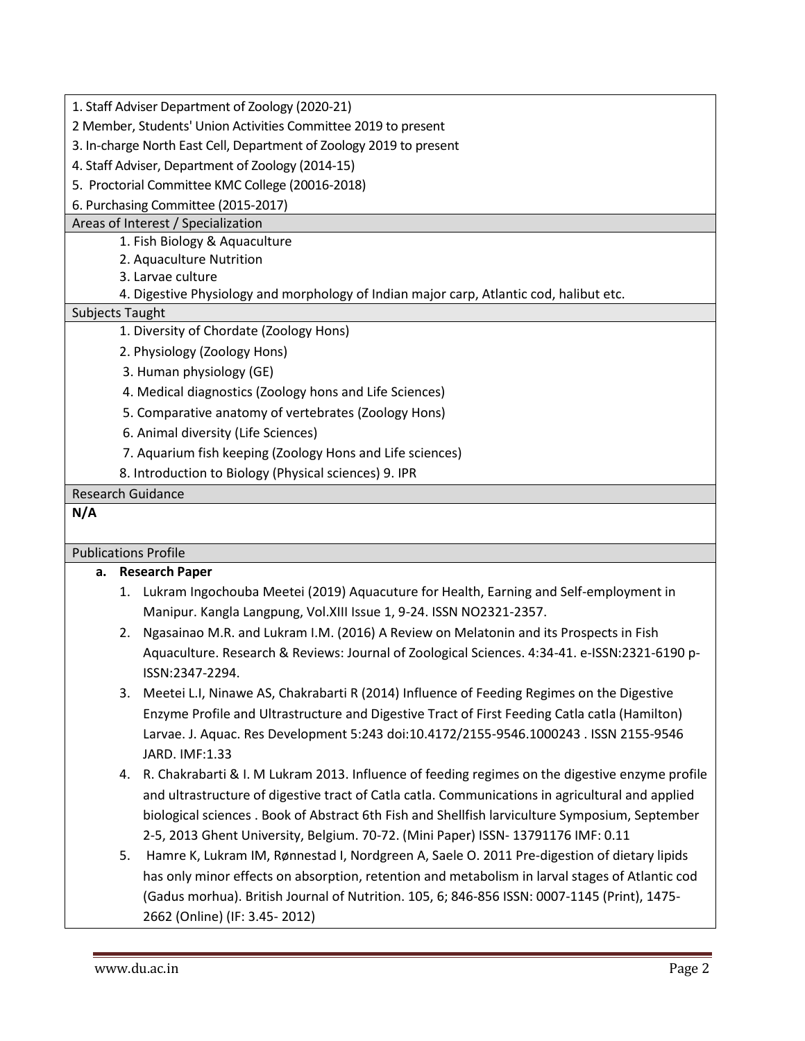1. Staff Adviser Department of Zoology (2020-21)
2 Member, Students' Union Activities Committee 2019 to present
3. In-charge North East Cell, Department of Zoology 2019 to present
4. Staff Adviser, Department of Zoology (2014-15)
5. Proctorial Committee KMC College (20016-2018)
6. Purchasing Committee (2015-2017)

## Areas of Interest / Specialization

1. Fish Biology & Aquaculture
2. Aquaculture Nutrition
3. Larvae culture
4. Digestive Physiology and morphology of Indian major carp, Atlantic cod, halibut etc.

## Subjects Taught

1. Diversity of Chordate (Zoology Hons)
2. Physiology (Zoology Hons)
3. Human physiology (GE)
4. Medical diagnostics (Zoology hons and Life Sciences)
5. Comparative anatomy of vertebrates (Zoology Hons)
6. Animal diversity (Life Sciences)
7. Aquarium fish keeping (Zoology Hons and Life sciences)
8. Introduction to Biology (Physical sciences) 9. IPR

## Research Guidance

**N/A**

## Publications Profile

**a. Research Paper**

1. Lukram Ingochouba Meetei (2019) Aquacuture for Health, Earning and Self-employment in Manipur. Kangla Langpung, Vol.XIII Issue 1, 9-24. ISSN NO2321-2357.
2. Ngasainao M.R. and Lukram I.M. (2016) A Review on Melatonin and its Prospects in Fish Aquaculture. Research & Reviews: Journal of Zoological Sciences. 4:34-41. e-ISSN:2321-6190 p-ISSN:2347-2294.
3. Meetei L.I, Ninawe AS, Chakrabarti R (2014) Influence of Feeding Regimes on the Digestive Enzyme Profile and Ultrastructure and Digestive Tract of First Feeding Catla catla (Hamilton) Larvae. J. Aquac. Res Development 5:243 doi:10.4172/2155-9546.1000243 . ISSN 2155-9546 JARD. IMF:1.33
4. R. Chakrabarti & I. M Lukram 2013. Influence of feeding regimes on the digestive enzyme profile and ultrastructure of digestive tract of Catla catla. Communications in agricultural and applied biological sciences . Book of Abstract 6th Fish and Shellfish larviculture Symposium, September 2-5, 2013 Ghent University, Belgium. 70-72. (Mini Paper) ISSN- 13791176 IMF: 0.11
5. Hamre K, Lukram IM, Rønnestad I, Nordgreen A, Saele O. 2011 Pre-digestion of dietary lipids has only minor effects on absorption, retention and metabolism in larval stages of Atlantic cod (Gadus morhua). British Journal of Nutrition. 105, 6; 846-856 ISSN: 0007-1145 (Print), 1475-2662 (Online) (IF: 3.45- 2012)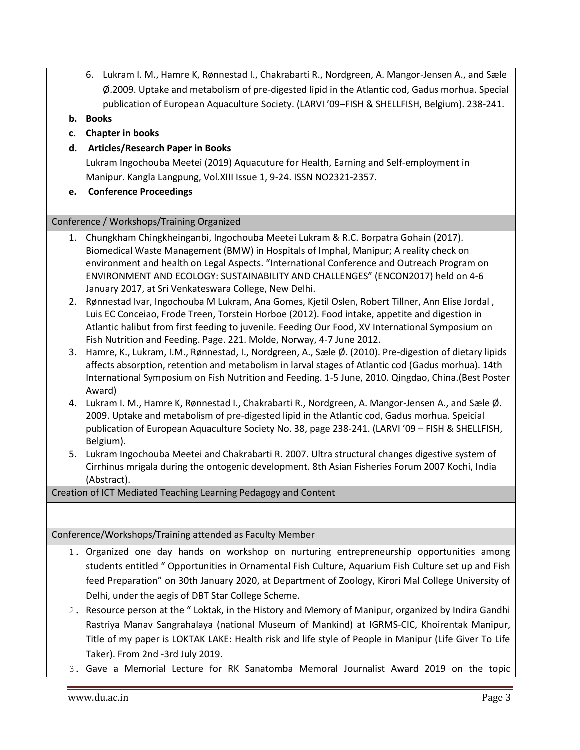6. Lukram I. M., Hamre K, Rønnestad I., Chakrabarti R., Nordgreen, A. Mangor-Jensen A., and Sæle Ø.2009. Uptake and metabolism of pre-digested lipid in the Atlantic cod, Gadus morhua. Special publication of European Aquaculture Society. (LARVI '09–FISH & SHELLFISH, Belgium). 238-241.

**b. Books**

**c. Chapter in books**

**d. Articles/Research Paper in Books**

Lukram Ingochouba Meetei (2019) Aquacuture for Health, Earning and Self-employment in Manipur. Kangla Langpung, Vol.XIII Issue 1, 9-24. ISSN NO2321-2357.

**e. Conference Proceedings**

## Conference / Workshops/Training Organized

1. Chungkham Chingkheinganbi, Ingochouba Meetei Lukram & R.C. Borpatra Gohain (2017). Biomedical Waste Management (BMW) in Hospitals of Imphal, Manipur; A reality check on environment and health on Legal Aspects. "International Conference and Outreach Program on ENVIRONMENT AND ECOLOGY: SUSTAINABILITY AND CHALLENGES" (ENCON2017) held on 4-6 January 2017, at Sri Venkateswara College, New Delhi.
2. Rønnestad Ivar, Ingochouba M Lukram, Ana Gomes, Kjetil Oslen, Robert Tillner, Ann Elise Jordal , Luis EC Conceiao, Frode Treen, Torstein Horboe (2012). Food intake, appetite and digestion in Atlantic halibut from first feeding to juvenile. Feeding Our Food, XV International Symposium on Fish Nutrition and Feeding. Page. 221. Molde, Norway, 4-7 June 2012.
3. Hamre, K., Lukram, I.M., Rønnestad, I., Nordgreen, A., Sæle Ø. (2010). Pre-digestion of dietary lipids affects absorption, retention and metabolism in larval stages of Atlantic cod (Gadus morhua). 14th International Symposium on Fish Nutrition and Feeding. 1-5 June, 2010. Qingdao, China.(Best Poster Award)
4. Lukram I. M., Hamre K, Rønnestad I., Chakrabarti R., Nordgreen, A. Mangor-Jensen A., and Sæle Ø. 2009. Uptake and metabolism of pre-digested lipid in the Atlantic cod, Gadus morhua. Speicial publication of European Aquaculture Society No. 38, page 238-241. (LARVI '09 – FISH & SHELLFISH, Belgium).
5. Lukram Ingochouba Meetei and Chakrabarti R. 2007. Ultra structural changes digestive system of Cirrhinus mrigala during the ontogenic development. 8th Asian Fisheries Forum 2007 Kochi, India (Abstract).

## Creation of ICT Mediated Teaching Learning Pedagogy and Content

## Conference/Workshops/Training attended as Faculty Member

1. Organized one day hands on workshop on nurturing entrepreneurship opportunities among students entitled " Opportunities in Ornamental Fish Culture, Aquarium Fish Culture set up and Fish feed Preparation" on 30th January 2020, at Department of Zoology, Kirori Mal College University of Delhi, under the aegis of DBT Star College Scheme.
2. Resource person at the " Loktak, in the History and Memory of Manipur, organized by Indira Gandhi Rastriya Manav Sangrahalaya (national Museum of Mankind) at IGRMS-CIC, Khoirentak Manipur, Title of my paper is LOKTAK LAKE: Health risk and life style of People in Manipur (Life Giver To Life Taker). From 2nd -3rd July 2019.
3. Gave a Memorial Lecture for RK Sanatomba Memoral Journalist Award 2019 on the topic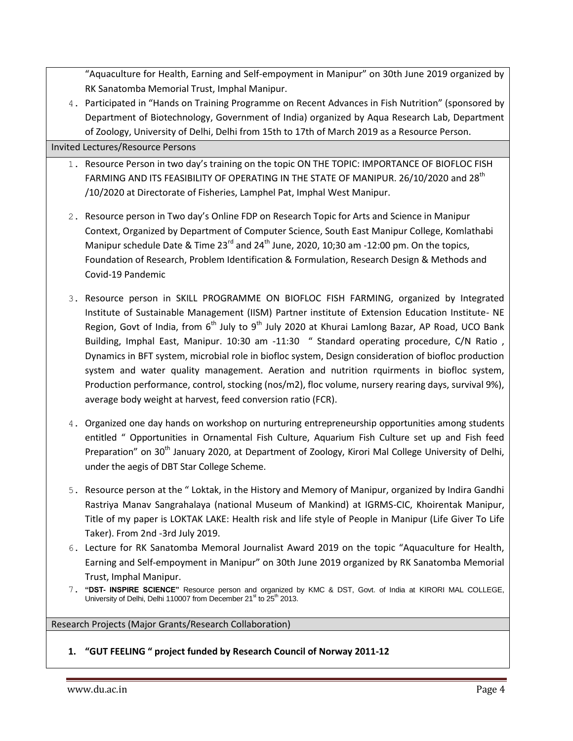"Aquaculture for Health, Earning and Self-empoyment in Manipur" on 30th June 2019 organized by RK Sanatomba Memorial Trust, Imphal Manipur.

4. Participated in "Hands on Training Programme on Recent Advances in Fish Nutrition" (sponsored by Department of Biotechnology, Government of India) organized by Aqua Research Lab, Department of Zoology, University of Delhi, Delhi from 15th to 17th of March 2019 as a Resource Person.

## Invited Lectures/Resource Persons

1. Resource Person in two day's training on the topic ON THE TOPIC: IMPORTANCE OF BIOFLOC FISH FARMING AND ITS FEASIBILITY OF OPERATING IN THE STATE OF MANIPUR. 26/10/2020 and 28th /10/2020 at Directorate of Fisheries, Lamphel Pat, Imphal West Manipur.

2. Resource person in Two day's Online FDP on Research Topic for Arts and Science in Manipur Context, Organized by Department of Computer Science, South East Manipur College, Komlathabi Manipur schedule Date & Time 23rd and 24th June, 2020, 10;30 am -12:00 pm. On the topics, Foundation of Research, Problem Identification & Formulation, Research Design & Methods and Covid-19 Pandemic

3. Resource person in SKILL PROGRAMME ON BIOFLOC FISH FARMING, organized by Integrated Institute of Sustainable Management (IISM) Partner institute of Extension Education Institute- NE Region, Govt of India, from 6th July to 9th July 2020 at Khurai Lamlong Bazar, AP Road, UCO Bank Building, Imphal East, Manipur. 10:30 am -11:30 " Standard operating procedure, C/N Ratio , Dynamics in BFT system, microbial role in biofloc system, Design consideration of biofloc production system and water quality management. Aeration and nutrition rquirments in biofloc system, Production performance, control, stocking (nos/m2), floc volume, nursery rearing days, survival 9%), average body weight at harvest, feed conversion ratio (FCR).

4. Organized one day hands on workshop on nurturing entrepreneurship opportunities among students entitled " Opportunities in Ornamental Fish Culture, Aquarium Fish Culture set up and Fish feed Preparation" on 30th January 2020, at Department of Zoology, Kirori Mal College University of Delhi, under the aegis of DBT Star College Scheme.

5. Resource person at the " Loktak, in the History and Memory of Manipur, organized by Indira Gandhi Rastriya Manav Sangrahalaya (national Museum of Mankind) at IGRMS-CIC, Khoirentak Manipur, Title of my paper is LOKTAK LAKE: Health risk and life style of People in Manipur (Life Giver To Life Taker). From 2nd -3rd July 2019.

6. Lecture for RK Sanatomba Memoral Journalist Award 2019 on the topic "Aquaculture for Health, Earning and Self-empoyment in Manipur" on 30th June 2019 organized by RK Sanatomba Memorial Trust, Imphal Manipur.

7. **"DST- INSPIRE SCIENCE"** Resource person and organized by KMC & DST, Govt. of India at KIRORI MAL COLLEGE, University of Delhi, Delhi 110007 from December 21st to 25th 2013.

## Research Projects (Major Grants/Research Collaboration)

1. **"GUT FEELING " project funded by Research Council of Norway 2011-12**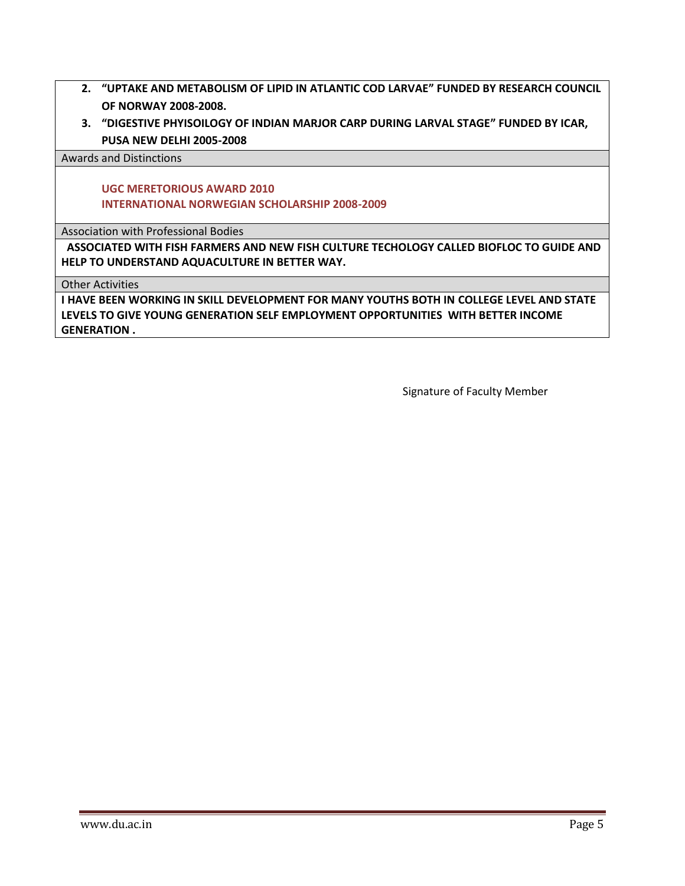2. **"UPTAKE AND METABOLISM OF LIPID IN ATLANTIC COD LARVAE" FUNDED BY RESEARCH COUNCIL OF NORWAY 2008-2008.**
3. **"DIGESTIVE PHYISOILOGY OF INDIAN MARJOR CARP DURING LARVAL STAGE" FUNDED BY ICAR, PUSA NEW DELHI 2005-2008**

## Awards and Distinctions

**UGC MERETORIOUS AWARD 2010**
**INTERNATIONAL NORWEGIAN SCHOLARSHIP 2008-2009**

## Association with Professional Bodies

**ASSOCIATED WITH FISH FARMERS AND NEW FISH CULTURE TECHOLOGY CALLED BIOFLOC TO GUIDE AND HELP TO UNDERSTAND AQUACULTURE IN BETTER WAY.**

## Other Activities

**I HAVE BEEN WORKING IN SKILL DEVELOPMENT FOR MANY YOUTHS BOTH IN COLLEGE LEVEL AND STATE LEVELS TO GIVE YOUNG GENERATION SELF EMPLOYMENT OPPORTUNITIES WITH BETTER INCOME GENERATION .**

Signature of Faculty Member